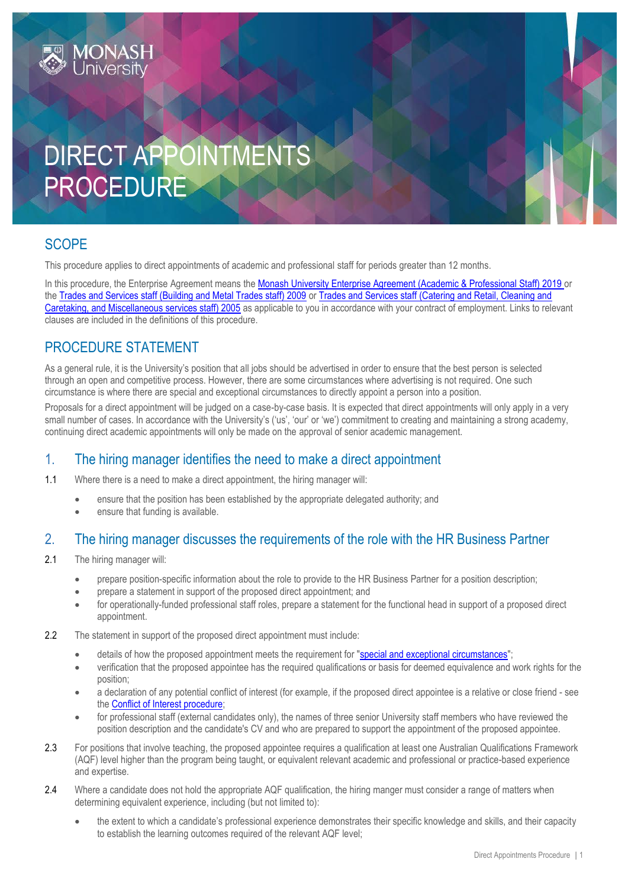# DIRECT APPOINTMENTS PROCEDURE

## SCOPE

This procedure applies to direct appointments of academic and professional staff for periods greater than 12 months.

In this procedure, the Enterprise Agreement means the Monash University Enterprise Agreement (Academic & Professional Staff) 2019 or the Trades and Services staff (Building and Metal Trades staff) 2009 or Trades and Services staff (Catering and Retail, Cleaning and Caretaking, and Miscellaneous services staff) 2005 as applicable to you in accordance with your contract of employment. Links to relevant clauses are included in the definitions of this procedure.

## PROCEDURE STATEMENT

As a general rule, it is the University's position that all jobs should be advertised in order to ensure that the best person is selected through an open and competitive process. However, there are some circumstances where advertising is not required. One such circumstance is where there are special and exceptional circumstances to directly appoint a person into a position.

Proposals for a direct appointment will be judged on a case-by-case basis. It is expected that direct appointments will only apply in a very small number of cases. In accordance with the University's ('us', 'our' or 'we') commitment to creating and maintaining a strong academy, continuing direct academic appointments will only be made on the approval of senior academic management.

### 1. The hiring manager identifies the need to make a direct appointment

1.1 Where there is a need to make a direct appointment, the hiring manager will:

- ensure that the position has been established by the appropriate delegated authority; and
- ensure that funding is available.

### 2. The hiring manager discusses the requirements of the role with the HR Business Partner

2.1 The hiring manager will:

- prepare position-specific information about the role to provide to the HR Business Partner for a position description;
- prepare a statement in support of the proposed direct appointment; and
- for operationally-funded professional staff roles, prepare a statement for the functional head in support of a proposed direct appointment.

2.2 The statement in support of the proposed direct appointment must include:

- details of how the proposed appointment meets the requirement for "special and exceptional circumstances";
- verification that the proposed appointee has the required qualifications or basis for deemed equivalence and work rights for the position;
- a declaration of any potential conflict of interest (for example, if the proposed direct appointee is a relative or close friend - see the Conflict of Interest procedure;
- for professional staff (external candidates only), the names of three senior University staff members who have reviewed the position description and the candidate's CV and who are prepared to support the appointment of the proposed appointee.

2.3 For positions that involve teaching, the proposed appointee requires a qualification at least one Australian Qualifications Framework (AQF) level higher than the program being taught, or equivalent relevant academic and professional or practice-based experience and expertise.

2.4 Where a candidate does not hold the appropriate AQF qualification, the hiring manger must consider a range of matters when determining equivalent experience, including (but not limited to):

- the extent to which a candidate's professional experience demonstrates their specific knowledge and skills, and their capacity to establish the learning outcomes required of the relevant AQF level;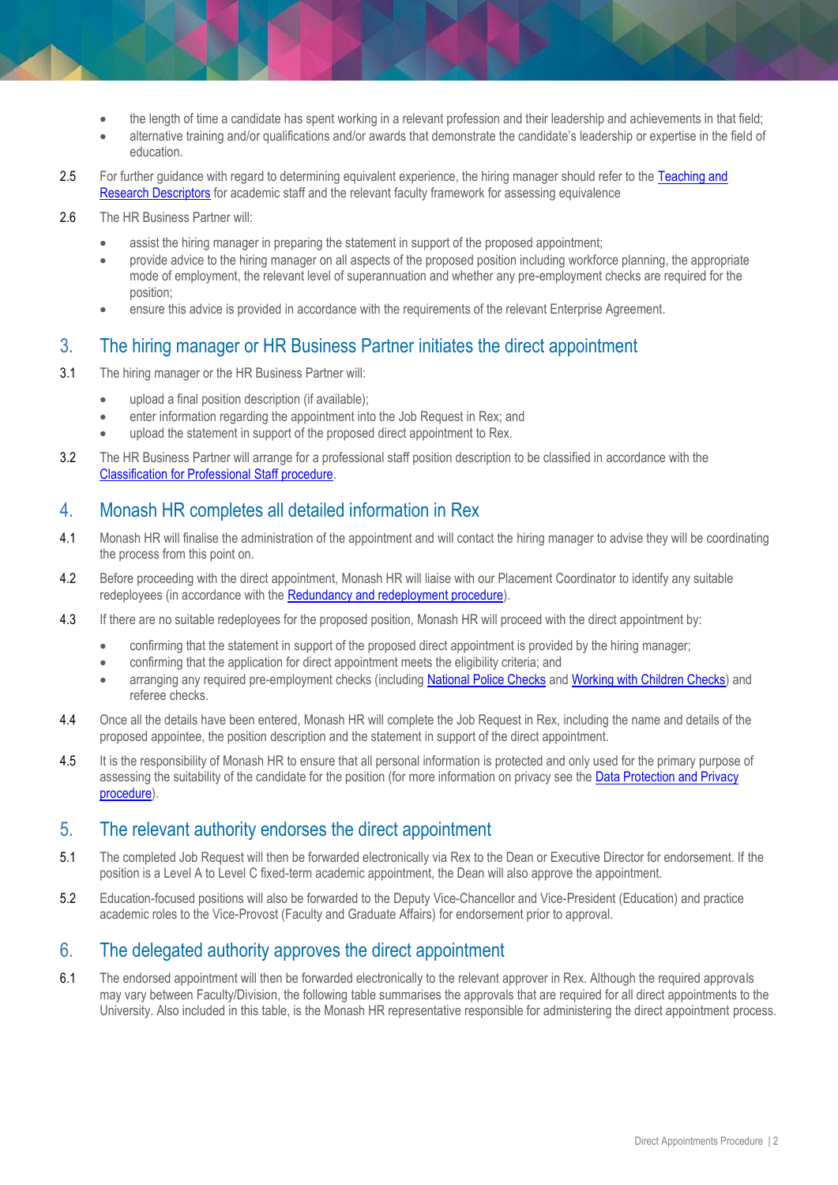- the length of time a candidate has spent working in a relevant profession and their leadership and achievements in that field;
- alternative training and/or qualifications and/or awards that demonstrate the candidate's leadership or expertise in the field of education.

2.5 For further guidance with regard to determining equivalent experience, the hiring manager should refer to the Teaching and Research Descriptors for academic staff and the relevant faculty framework for assessing equivalence

2.6 The HR Business Partner will:

- assist the hiring manager in preparing the statement in support of the proposed appointment;
- provide advice to the hiring manager on all aspects of the proposed position including workforce planning, the appropriate mode of employment, the relevant level of superannuation and whether any pre-employment checks are required for the position;
- ensure this advice is provided in accordance with the requirements of the relevant Enterprise Agreement.

## 3. The hiring manager or HR Business Partner initiates the direct appointment

3.1 The hiring manager or the HR Business Partner will:

- upload a final position description (if available);
- enter information regarding the appointment into the Job Request in Rex; and
- upload the statement in support of the proposed direct appointment to Rex.

3.2 The HR Business Partner will arrange for a professional staff position description to be classified in accordance with the Classification for Professional Staff procedure.

## 4. Monash HR completes all detailed information in Rex

4.1 Monash HR will finalise the administration of the appointment and will contact the hiring manager to advise they will be coordinating the process from this point on.

4.2 Before proceeding with the direct appointment, Monash HR will liaise with our Placement Coordinator to identify any suitable redeployees (in accordance with the Redundancy and redeployment procedure).

4.3 If there are no suitable redeployees for the proposed position, Monash HR will proceed with the direct appointment by:

- confirming that the statement in support of the proposed direct appointment is provided by the hiring manager;
- confirming that the application for direct appointment meets the eligibility criteria; and
- arranging any required pre-employment checks (including National Police Checks and Working with Children Checks) and referee checks.

4.4 Once all the details have been entered, Monash HR will complete the Job Request in Rex, including the name and details of the proposed appointee, the position description and the statement in support of the direct appointment.

4.5 It is the responsibility of Monash HR to ensure that all personal information is protected and only used for the primary purpose of assessing the suitability of the candidate for the position (for more information on privacy see the Data Protection and Privacy procedure).

## 5. The relevant authority endorses the direct appointment

5.1 The completed Job Request will then be forwarded electronically via Rex to the Dean or Executive Director for endorsement. If the position is a Level A to Level C fixed-term academic appointment, the Dean will also approve the appointment.

5.2 Education-focused positions will also be forwarded to the Deputy Vice-Chancellor and Vice-President (Education) and practice academic roles to the Vice-Provost (Faculty and Graduate Affairs) for endorsement prior to approval.

## 6. The delegated authority approves the direct appointment

6.1 The endorsed appointment will then be forwarded electronically to the relevant approver in Rex. Although the required approvals may vary between Faculty/Division, the following table summarises the approvals that are required for all direct appointments to the University. Also included in this table, is the Monash HR representative responsible for administering the direct appointment process.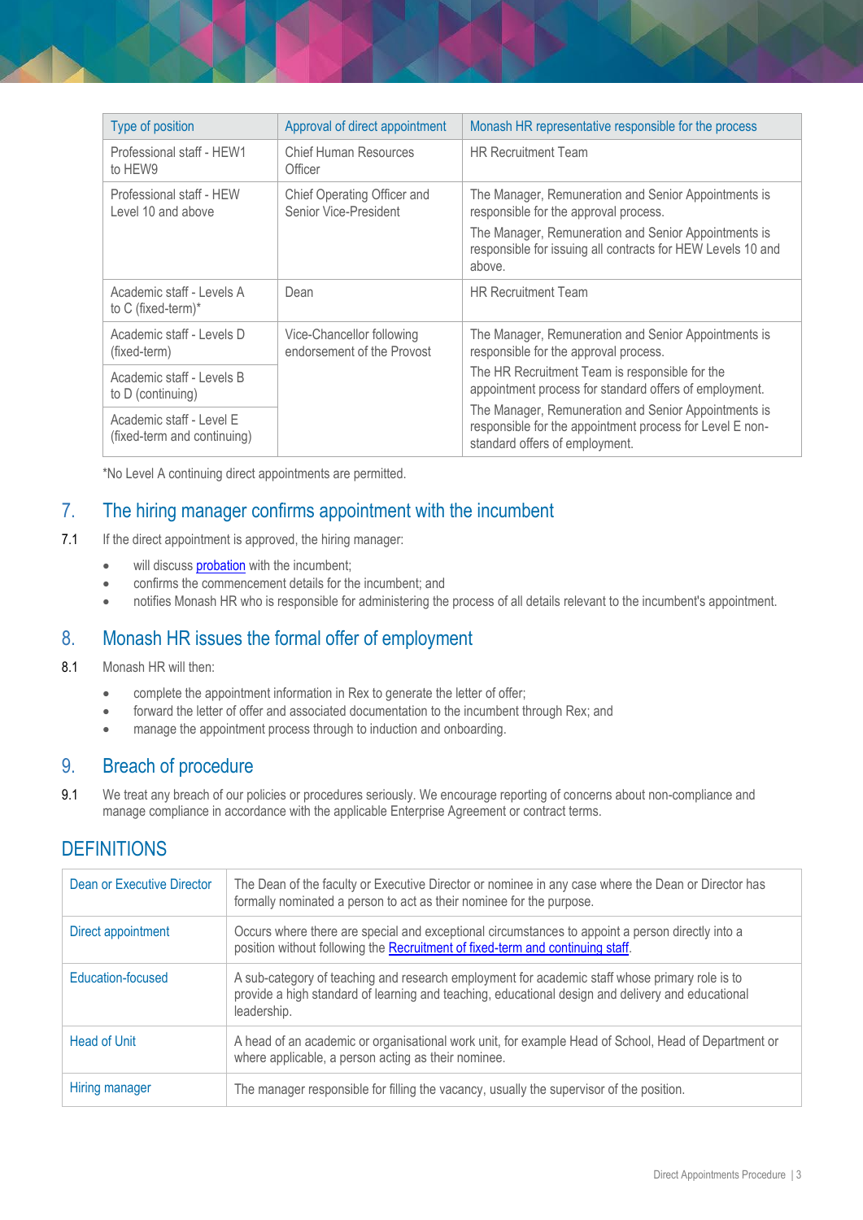| Type of position | Approval of direct appointment | Monash HR representative responsible for the process |
| --- | --- | --- |
| Professional staff - HEW1 to HEW9 | Chief Human Resources Officer | HR Recruitment Team |
| Professional staff - HEW Level 10 and above | Chief Operating Officer and Senior Vice-President | The Manager, Remuneration and Senior Appointments is responsible for the approval process. The Manager, Remuneration and Senior Appointments is responsible for issuing all contracts for HEW Levels 10 and above. |
| Academic staff - Levels A to C (fixed-term)* | Dean | HR Recruitment Team |
| Academic staff - Levels D (fixed-term) | Vice-Chancellor following endorsement of the Provost | The Manager, Remuneration and Senior Appointments is responsible for the approval process. The HR Recruitment Team is responsible for the appointment process for standard offers of employment. The Manager, Remuneration and Senior Appointments is responsible for the appointment process for Level E non-standard offers of employment. |
| Academic staff - Levels B to D (continuing) | | |
| Academic staff - Level E (fixed-term and continuing) | | |

*No Level A continuing direct appointments are permitted.

## 7. The hiring manager confirms appointment with the incumbent

7.1 If the direct appointment is approved, the hiring manager:

- will discuss probation with the incumbent;
- confirms the commencement details for the incumbent; and
- notifies Monash HR who is responsible for administering the process of all details relevant to the incumbent's appointment.

## 8. Monash HR issues the formal offer of employment

8.1 Monash HR will then:

- complete the appointment information in Rex to generate the letter of offer;
- forward the letter of offer and associated documentation to the incumbent through Rex; and
- manage the appointment process through to induction and onboarding.

## 9. Breach of procedure

9.1 We treat any breach of our policies or procedures seriously. We encourage reporting of concerns about non-compliance and manage compliance in accordance with the applicable Enterprise Agreement or contract terms.

## DEFINITIONS

| | |
| --- | --- |
| Dean or Executive Director | The Dean of the faculty or Executive Director or nominee in any case where the Dean or Director has formally nominated a person to act as their nominee for the purpose. |
| Direct appointment | Occurs where there are special and exceptional circumstances to appoint a person directly into a position without following the Recruitment of fixed-term and continuing staff. |
| Education-focused | A sub-category of teaching and research employment for academic staff whose primary role is to provide a high standard of learning and teaching, educational design and delivery and educational leadership. |
| Head of Unit | A head of an academic or organisational work unit, for example Head of School, Head of Department or where applicable, a person acting as their nominee. |
| Hiring manager | The manager responsible for filling the vacancy, usually the supervisor of the position. |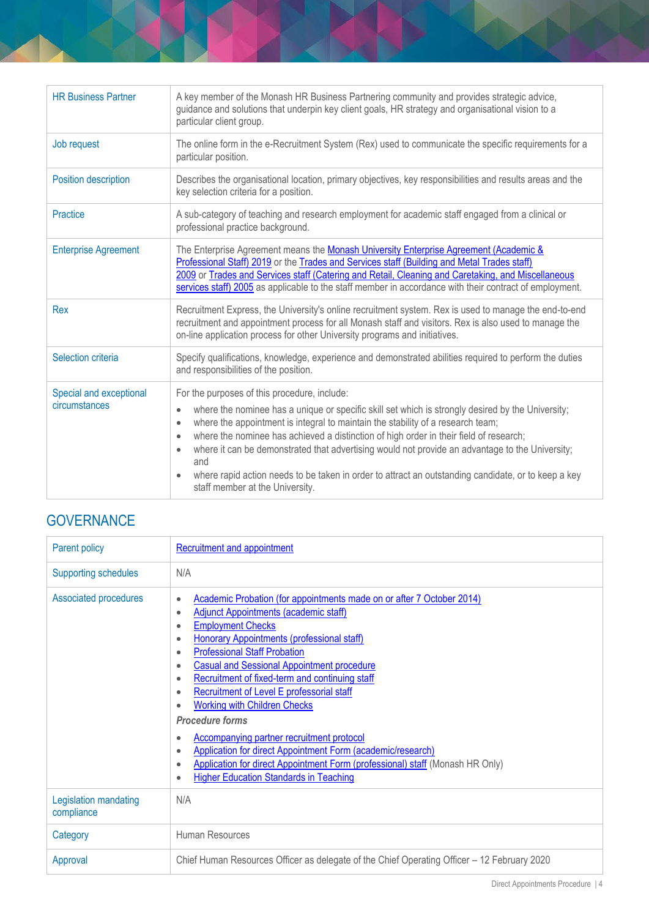| | |
|---|---|
| HR Business Partner | A key member of the Monash HR Business Partnering community and provides strategic advice, guidance and solutions that underpin key client goals, HR strategy and organisational vision to a particular client group. |
| Job request | The online form in the e-Recruitment System (Rex) used to communicate the specific requirements for a particular position. |
| Position description | Describes the organisational location, primary objectives, key responsibilities and results areas and the key selection criteria for a position. |
| Practice | A sub-category of teaching and research employment for academic staff engaged from a clinical or professional practice background. |
| Enterprise Agreement | The Enterprise Agreement means the Monash University Enterprise Agreement (Academic & Professional Staff) 2019 or the Trades and Services staff (Building and Metal Trades staff) 2009 or Trades and Services staff (Catering and Retail, Cleaning and Caretaking, and Miscellaneous services staff) 2005 as applicable to the staff member in accordance with their contract of employment. |
| Rex | Recruitment Express, the University's online recruitment system. Rex is used to manage the end-to-end recruitment and appointment process for all Monash staff and visitors. Rex is also used to manage the on-line application process for other University programs and initiatives. |
| Selection criteria | Specify qualifications, knowledge, experience and demonstrated abilities required to perform the duties and responsibilities of the position. |
| Special and exceptional circumstances | For the purposes of this procedure, include:<br>• where the nominee has a unique or specific skill set which is strongly desired by the University;<br>• where the appointment is integral to maintain the stability of a research team;<br>• where the nominee has achieved a distinction of high order in their field of research;<br>• where it can be demonstrated that advertising would not provide an advantage to the University; and<br>• where rapid action needs to be taken in order to attract an outstanding candidate, or to keep a key staff member at the University. |

## GOVERNANCE

| | |
|---|---|
| Parent policy | Recruitment and appointment |
| Supporting schedules | N/A |
| Associated procedures | • Academic Probation (for appointments made on or after 7 October 2014)<br>• Adjunct Appointments (academic staff)<br>• Employment Checks<br>• Honorary Appointments (professional staff)<br>• Professional Staff Probation<br>• Casual and Sessional Appointment procedure<br>• Recruitment of fixed-term and continuing staff<br>• Recruitment of Level E professorial staff<br>• Working with Children Checks<br>***Procedure forms***<br>• Accompanying partner recruitment protocol<br>• Application for direct Appointment Form (academic/research)<br>• Application for direct Appointment Form (professional) staff (Monash HR Only)<br>• Higher Education Standards in Teaching |
| Legislation mandating compliance | N/A |
| Category | Human Resources |
| Approval | Chief Human Resources Officer as delegate of the Chief Operating Officer – 12 February 2020 |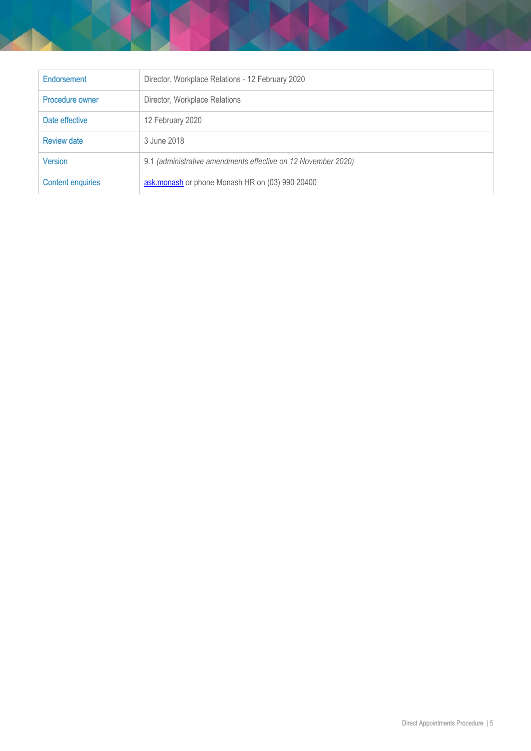| | |
| --- | --- |
| Endorsement | Director, Workplace Relations - 12 February 2020 |
| Procedure owner | Director, Workplace Relations |
| Date effective | 12 February 2020 |
| Review date | 3 June 2018 |
| Version | 9.1 *(administrative amendments effective on 12 November 2020)* |
| Content enquiries | ask.monash or phone Monash HR on (03) 990 20400 |